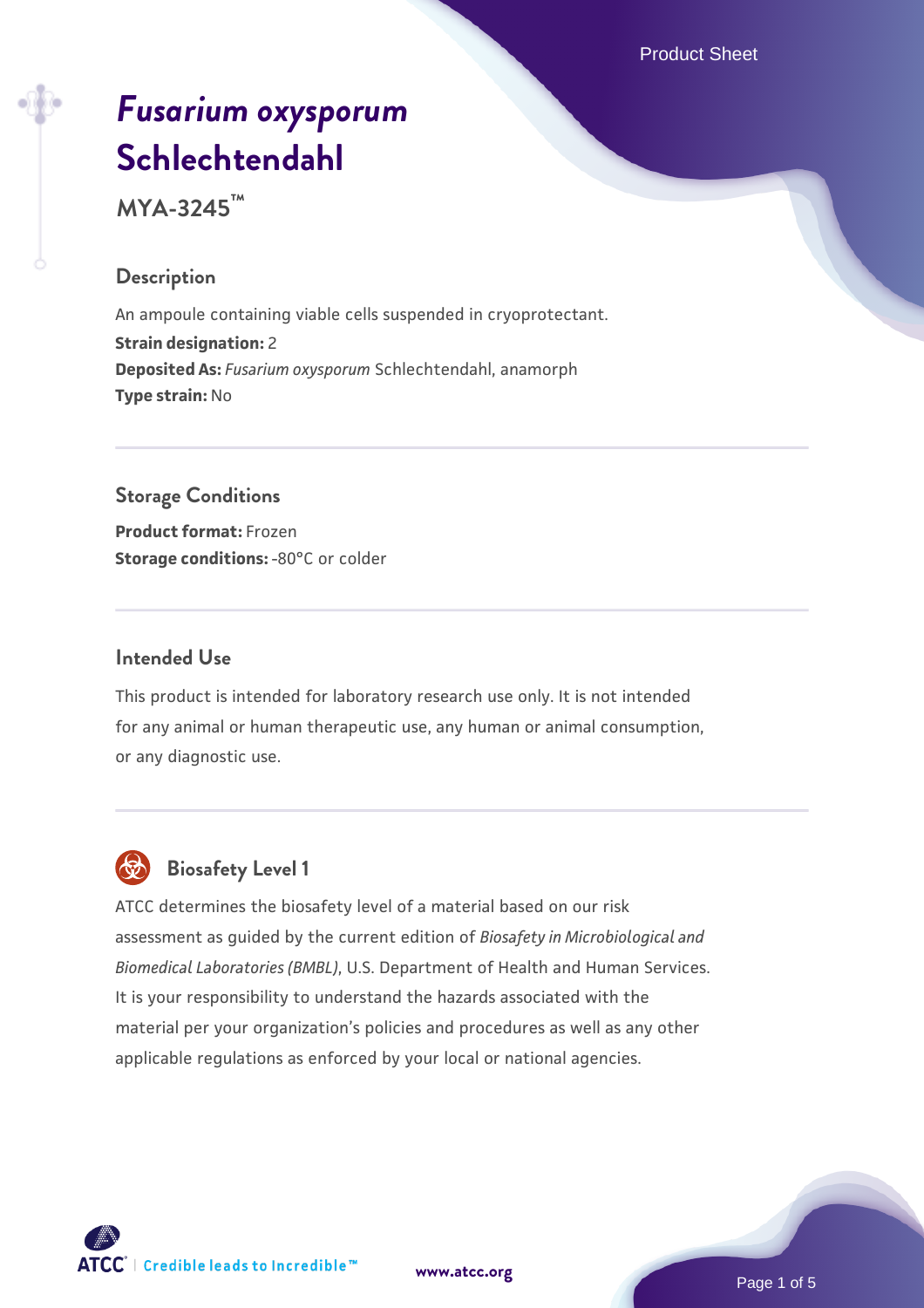# *Fusarium oxysporum* Schlechtendahl

**MYA-3245™**

## Description

An ampoule containing viable cells suspended in cryoprotectant.

**Strain designation:** 2

**Deposited As:** *Fusarium oxysporum* Schlechtendahl, anamorph

**Type strain:** No

## Storage Conditions

**Product format:** Frozen

**Storage conditions:** -80°C or colder

## Intended Use

This product is intended for laboratory research use only. It is not intended for any animal or human therapeutic use, any human or animal consumption, or any diagnostic use.

## Biosafety Level 1

ATCC determines the biosafety level of a material based on our risk assessment as guided by the current edition of *Biosafety in Microbiological and Biomedical Laboratories (BMBL)*, U.S. Department of Health and Human Services. It is your responsibility to understand the hazards associated with the material per your organization's policies and procedures as well as any other applicable regulations as enforced by your local or national agencies.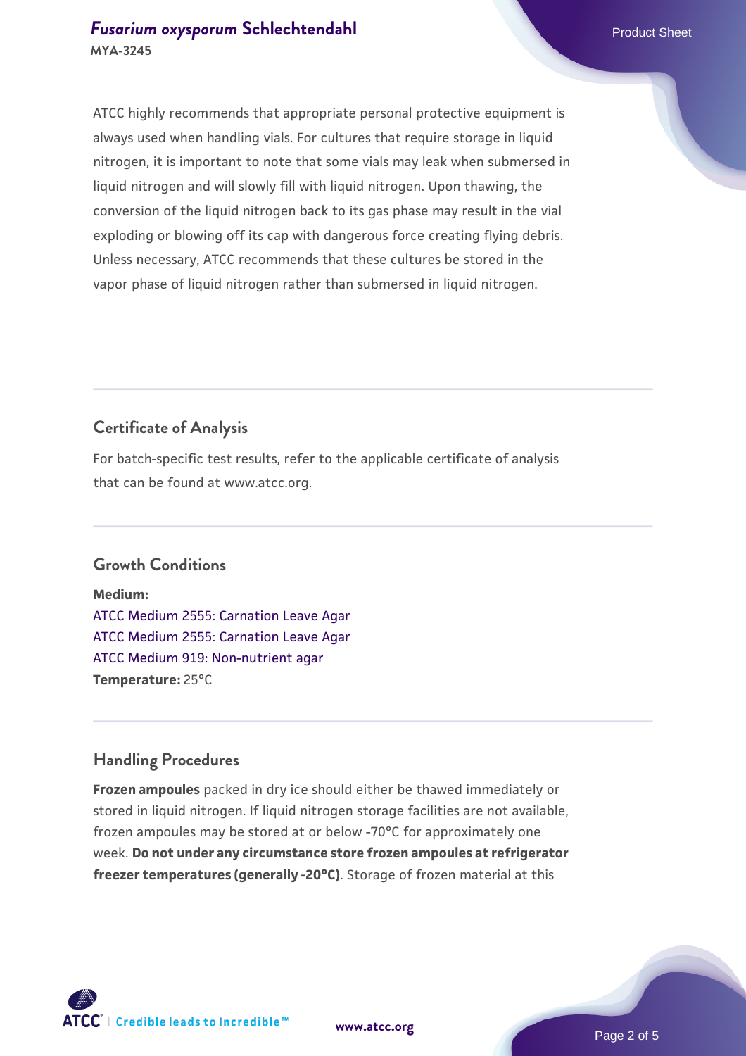ATCC highly recommends that appropriate personal protective equipment is always used when handling vials. For cultures that require storage in liquid nitrogen, it is important to note that some vials may leak when submersed in liquid nitrogen and will slowly fill with liquid nitrogen. Upon thawing, the conversion of the liquid nitrogen back to its gas phase may result in the vial exploding or blowing off its cap with dangerous force creating flying debris. Unless necessary, ATCC recommends that these cultures be stored in the vapor phase of liquid nitrogen rather than submersed in liquid nitrogen.

## Certificate of Analysis

For batch-specific test results, refer to the applicable certificate of analysis that can be found at www.atcc.org.

## Growth Conditions

**Medium:**
ATCC Medium 2555: Carnation Leave Agar
ATCC Medium 2555: Carnation Leave Agar
ATCC Medium 919: Non-nutrient agar
**Temperature:** 25°C

## Handling Procedures

**Frozen ampoules** packed in dry ice should either be thawed immediately or stored in liquid nitrogen. If liquid nitrogen storage facilities are not available, frozen ampoules may be stored at or below -70°C for approximately one week. **Do not under any circumstance store frozen ampoules at refrigerator freezer temperatures (generally -20°C)**. Storage of frozen material at this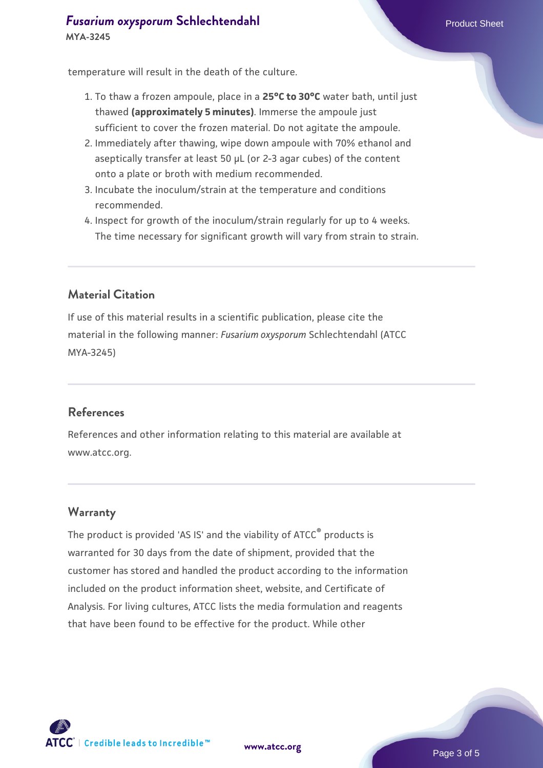temperature will result in the death of the culture.

1. To thaw a frozen ampoule, place in a **25°C to 30°C** water bath, until just thawed **(approximately 5 minutes)**. Immerse the ampoule just sufficient to cover the frozen material. Do not agitate the ampoule.
2. Immediately after thawing, wipe down ampoule with 70% ethanol and aseptically transfer at least 50 µL (or 2-3 agar cubes) of the content onto a plate or broth with medium recommended.
3. Incubate the inoculum/strain at the temperature and conditions recommended.
4. Inspect for growth of the inoculum/strain regularly for up to 4 weeks. The time necessary for significant growth will vary from strain to strain.

## Material Citation

If use of this material results in a scientific publication, please cite the material in the following manner: *Fusarium oxysporum* Schlechtendahl (ATCC MYA-3245)

## References

References and other information relating to this material are available at www.atcc.org.

## Warranty

The product is provided 'AS IS' and the viability of ATCC® products is warranted for 30 days from the date of shipment, provided that the customer has stored and handled the product according to the information included on the product information sheet, website, and Certificate of Analysis. For living cultures, ATCC lists the media formulation and reagents that have been found to be effective for the product. While other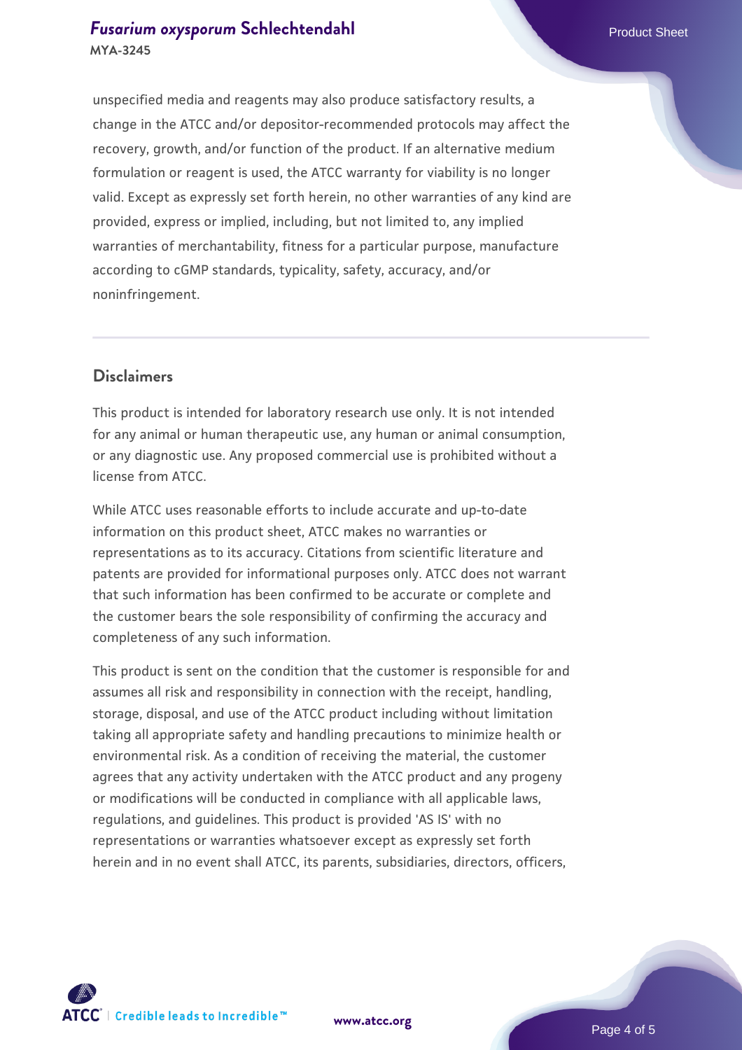unspecified media and reagents may also produce satisfactory results, a change in the ATCC and/or depositor-recommended protocols may affect the recovery, growth, and/or function of the product. If an alternative medium formulation or reagent is used, the ATCC warranty for viability is no longer valid. Except as expressly set forth herein, no other warranties of any kind are provided, express or implied, including, but not limited to, any implied warranties of merchantability, fitness for a particular purpose, manufacture according to cGMP standards, typicality, safety, accuracy, and/or noninfringement.

## Disclaimers

This product is intended for laboratory research use only. It is not intended for any animal or human therapeutic use, any human or animal consumption, or any diagnostic use. Any proposed commercial use is prohibited without a license from ATCC.

While ATCC uses reasonable efforts to include accurate and up-to-date information on this product sheet, ATCC makes no warranties or representations as to its accuracy. Citations from scientific literature and patents are provided for informational purposes only. ATCC does not warrant that such information has been confirmed to be accurate or complete and the customer bears the sole responsibility of confirming the accuracy and completeness of any such information.

This product is sent on the condition that the customer is responsible for and assumes all risk and responsibility in connection with the receipt, handling, storage, disposal, and use of the ATCC product including without limitation taking all appropriate safety and handling precautions to minimize health or environmental risk. As a condition of receiving the material, the customer agrees that any activity undertaken with the ATCC product and any progeny or modifications will be conducted in compliance with all applicable laws, regulations, and guidelines. This product is provided 'AS IS' with no representations or warranties whatsoever except as expressly set forth herein and in no event shall ATCC, its parents, subsidiaries, directors, officers,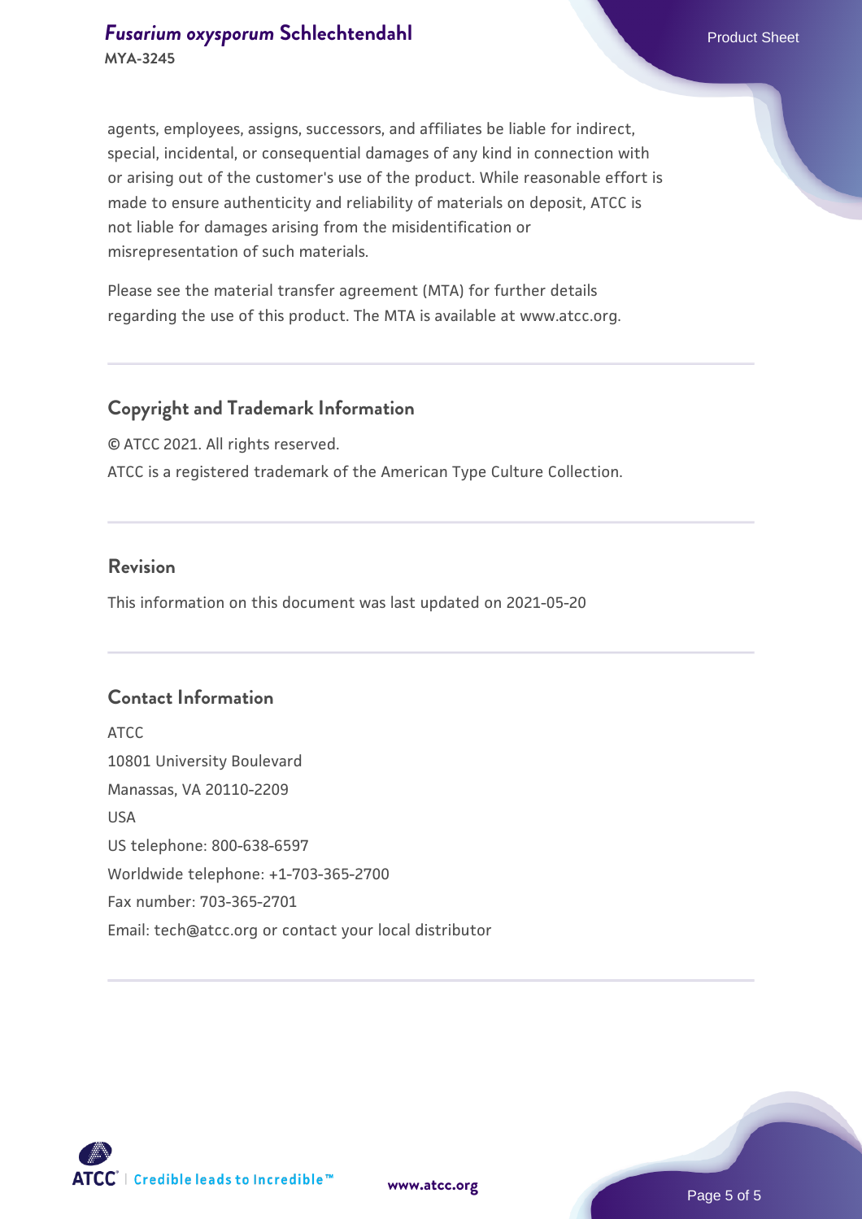agents, employees, assigns, successors, and affiliates be liable for indirect, special, incidental, or consequential damages of any kind in connection with or arising out of the customer's use of the product. While reasonable effort is made to ensure authenticity and reliability of materials on deposit, ATCC is not liable for damages arising from the misidentification or misrepresentation of such materials.

Please see the material transfer agreement (MTA) for further details regarding the use of this product. The MTA is available at www.atcc.org.

## Copyright and Trademark Information

© ATCC 2021. All rights reserved.

ATCC is a registered trademark of the American Type Culture Collection.

## Revision

This information on this document was last updated on 2021-05-20

## Contact Information

ATCC
10801 University Boulevard
Manassas, VA 20110-2209
USA
US telephone: 800-638-6597
Worldwide telephone: +1-703-365-2700
Fax number: 703-365-2701
Email: tech@atcc.org or contact your local distributor